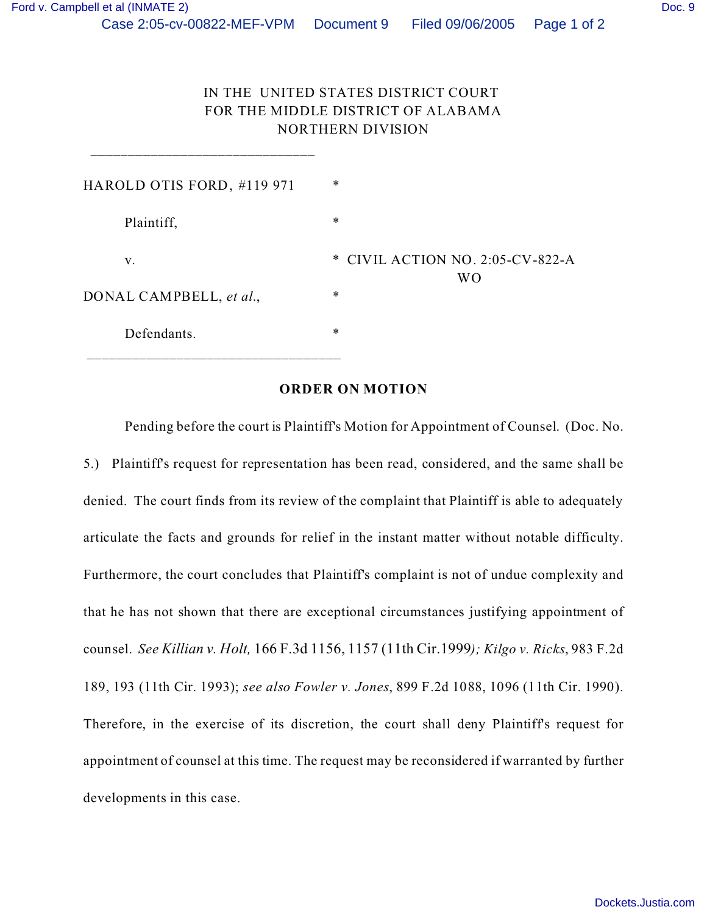IN THE UNITED STATES DISTRICT COURT
FOR THE MIDDLE DISTRICT OF ALABAMA
NORTHERN DIVISION

_______________________________

HAROLD OTIS FORD, #119 971 *

Plaintiff, *

v. * CIVIL ACTION NO. 2:05-CV-822-A
WO

DONAL CAMPBELL, *et al.*, *

Defendants. *

_______________________________

**ORDER ON MOTION**

Pending before the court is Plaintiff's Motion for Appointment of Counsel. (Doc. No. 5.) Plaintiff's request for representation has been read, considered, and the same shall be denied. The court finds from its review of the complaint that Plaintiff is able to adequately articulate the facts and grounds for relief in the instant matter without notable difficulty. Furthermore, the court concludes that Plaintiff's complaint is not of undue complexity and that he has not shown that there are exceptional circumstances justifying appointment of counsel. *See Killian v. Holt,* 166 F.3d 1156, 1157 (11th Cir.1999*); Kilgo v. Ricks*, 983 F.2d 189, 193 (11th Cir. 1993); *see also Fowler v. Jones*, 899 F.2d 1088, 1096 (11th Cir. 1990). Therefore, in the exercise of its discretion, the court shall deny Plaintiff's request for appointment of counsel at this time. The request may be reconsidered if warranted by further developments in this case.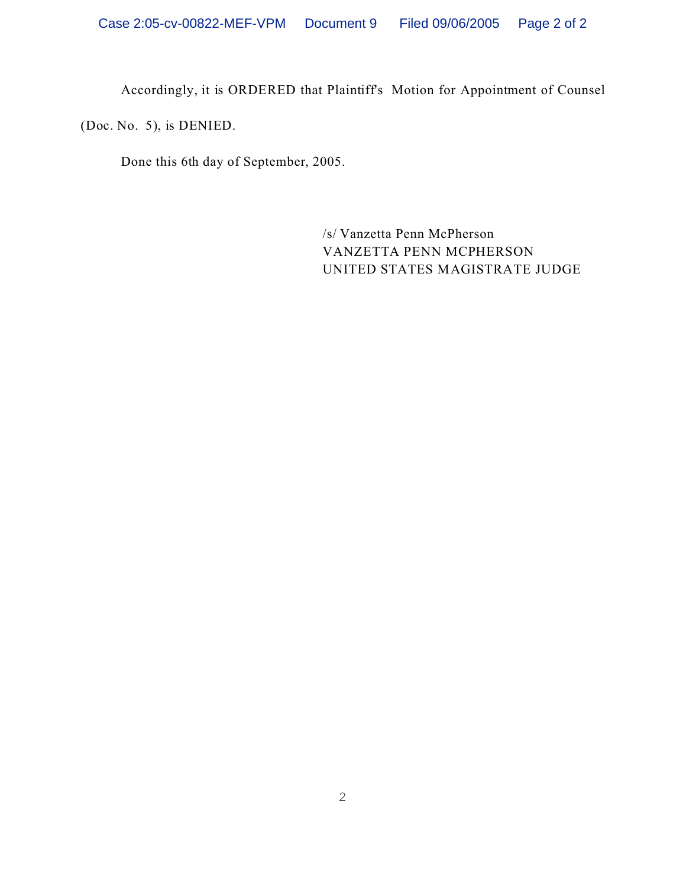Accordingly, it is ORDERED that Plaintiff's Motion for Appointment of Counsel (Doc. No. 5), is DENIED.

Done this 6th day of September, 2005.

/s/ Vanzetta Penn McPherson
VANZETTA PENN MCPHERSON
UNITED STATES MAGISTRATE JUDGE